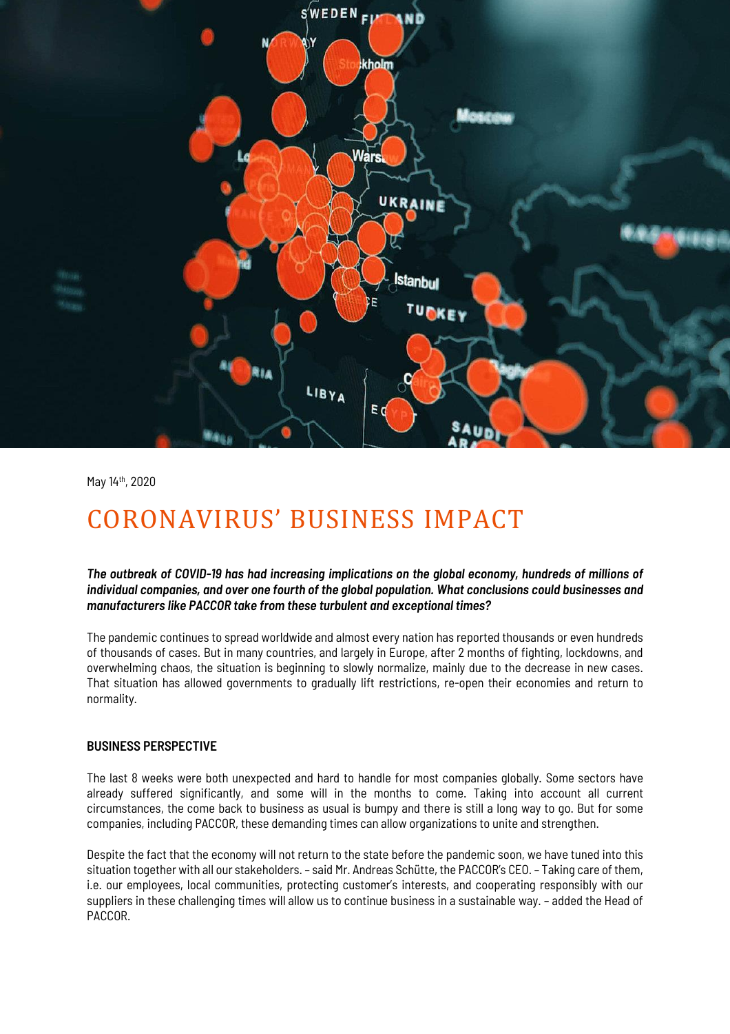May 14th, 2020

# CORONAVIRUS' BUSINESS IMPACT

***The outbreak of COVID-19 has had increasing implications on the global economy, hundreds of millions of individual companies, and over one fourth of the global population. What conclusions could businesses and manufacturers like PACCOR take from these turbulent and exceptional times?***

The pandemic continues to spread worldwide and almost every nation has reported thousands or even hundreds of thousands of cases. But in many countries, and largely in Europe, after 2 months of fighting, lockdowns, and overwhelming chaos, the situation is beginning to slowly normalize, mainly due to the decrease in new cases. That situation has allowed governments to gradually lift restrictions, re-open their economies and return to normality.

## BUSINESS PERSPECTIVE

The last 8 weeks were both unexpected and hard to handle for most companies globally. Some sectors have already suffered significantly, and some will in the months to come. Taking into account all current circumstances, the come back to business as usual is bumpy and there is still a long way to go. But for some companies, including PACCOR, these demanding times can allow organizations to unite and strengthen.

Despite the fact that the economy will not return to the state before the pandemic soon, we have tuned into this situation together with all our stakeholders. – said Mr. Andreas Schütte, the PACCOR's CEO. – Taking care of them, i.e. our employees, local communities, protecting customer's interests, and cooperating responsibly with our suppliers in these challenging times will allow us to continue business in a sustainable way. – added the Head of PACCOR.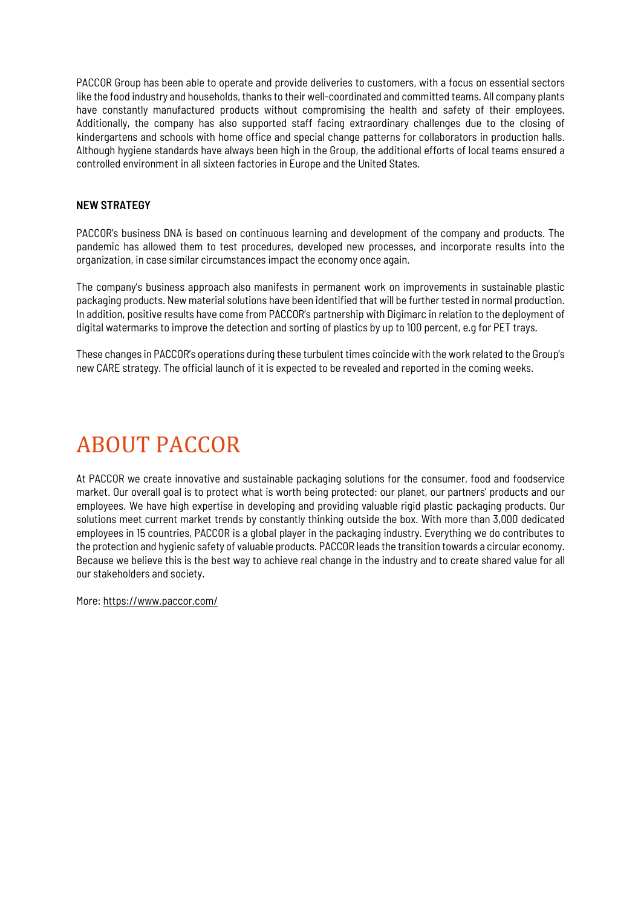PACCOR Group has been able to operate and provide deliveries to customers, with a focus on essential sectors like the food industry and households, thanks to their well-coordinated and committed teams. All company plants have constantly manufactured products without compromising the health and safety of their employees. Additionally, the company has also supported staff facing extraordinary challenges due to the closing of kindergartens and schools with home office and special change patterns for collaborators in production halls. Although hygiene standards have always been high in the Group, the additional efforts of local teams ensured a controlled environment in all sixteen factories in Europe and the United States.

**NEW STRATEGY**

PACCOR's business DNA is based on continuous learning and development of the company and products. The pandemic has allowed them to test procedures, developed new processes, and incorporate results into the organization, in case similar circumstances impact the economy once again.

The company's business approach also manifests in permanent work on improvements in sustainable plastic packaging products. New material solutions have been identified that will be further tested in normal production. In addition, positive results have come from PACCOR's partnership with Digimarc in relation to the deployment of digital watermarks to improve the detection and sorting of plastics by up to 100 percent, e.g for PET trays.

These changes in PACCOR's operations during these turbulent times coincide with the work related to the Group's new CARE strategy. The official launch of it is expected to be revealed and reported in the coming weeks.

# ABOUT PACCOR

At PACCOR we create innovative and sustainable packaging solutions for the consumer, food and foodservice market. Our overall goal is to protect what is worth being protected: our planet, our partners' products and our employees. We have high expertise in developing and providing valuable rigid plastic packaging products. Our solutions meet current market trends by constantly thinking outside the box. With more than 3,000 dedicated employees in 15 countries, PACCOR is a global player in the packaging industry. Everything we do contributes to the protection and hygienic safety of valuable products. PACCOR leads the transition towards a circular economy. Because we believe this is the best way to achieve real change in the industry and to create shared value for all our stakeholders and society.

More: https://www.paccor.com/